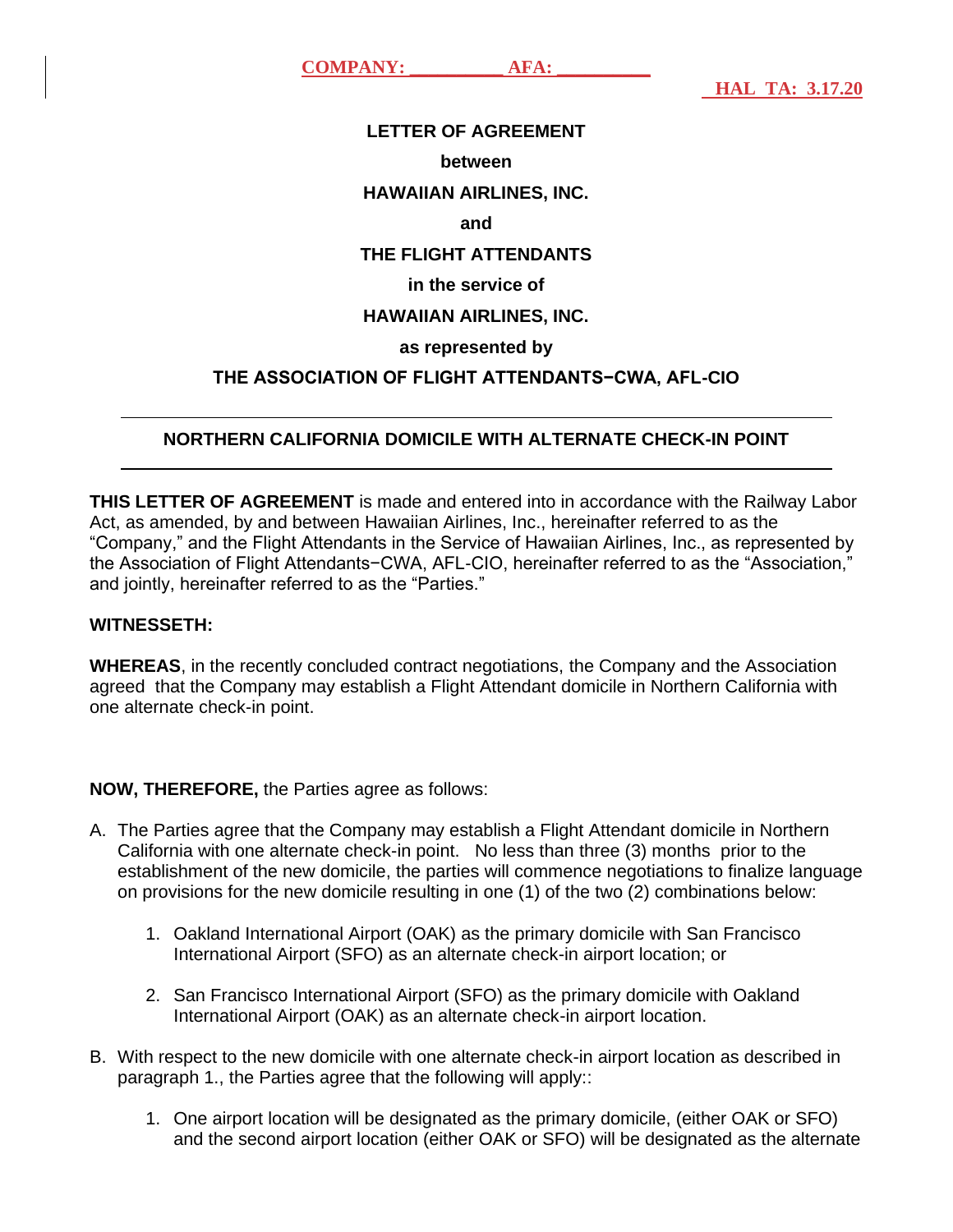**COMPANY: \_\_\_\_\_\_\_\_\_\_ AFA: \_\_\_\_\_\_\_\_\_\_**

**HAL TA: 3.17.20**

**LETTER OF AGREEMENT**

**between**

**HAWAIIAN AIRLINES, INC.**

**and**

**THE FLIGHT ATTENDANTS**

**in the service of**

**HAWAIIAN AIRLINES, INC.**

**as represented by**

**THE ASSOCIATION OF FLIGHT ATTENDANTS−CWA, AFL-CIO**

---

**NORTHERN CALIFORNIA DOMICILE WITH ALTERNATE CHECK-IN POINT**

---

**THIS LETTER OF AGREEMENT** is made and entered into in accordance with the Railway Labor Act, as amended, by and between Hawaiian Airlines, Inc., hereinafter referred to as the "Company," and the Flight Attendants in the Service of Hawaiian Airlines, Inc., as represented by the Association of Flight Attendants−CWA, AFL-CIO, hereinafter referred to as the "Association," and jointly, hereinafter referred to as the "Parties."

**WITNESSETH:**

**WHEREAS**, in the recently concluded contract negotiations, the Company and the Association agreed that the Company may establish a Flight Attendant domicile in Northern California with one alternate check-in point.

**NOW, THEREFORE,** the Parties agree as follows:

A. The Parties agree that the Company may establish a Flight Attendant domicile in Northern California with one alternate check-in point. No less than three (3) months prior to the establishment of the new domicile, the parties will commence negotiations to finalize language on provisions for the new domicile resulting in one (1) of the two (2) combinations below:

   1. Oakland International Airport (OAK) as the primary domicile with San Francisco International Airport (SFO) as an alternate check-in airport location; or

   2. San Francisco International Airport (SFO) as the primary domicile with Oakland International Airport (OAK) as an alternate check-in airport location.

B. With respect to the new domicile with one alternate check-in airport location as described in paragraph 1., the Parties agree that the following will apply::

   1. One airport location will be designated as the primary domicile, (either OAK or SFO) and the second airport location (either OAK or SFO) will be designated as the alternate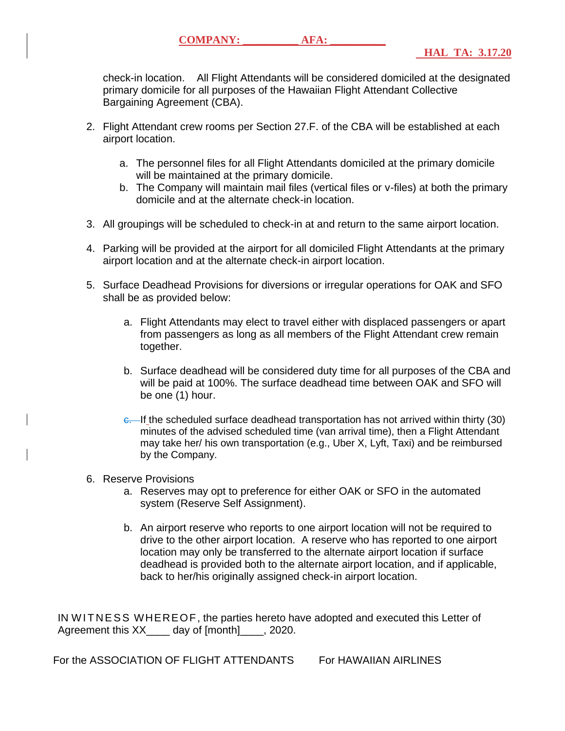check-in location. All Flight Attendants will be considered domiciled at the designated primary domicile for all purposes of the Hawaiian Flight Attendant Collective Bargaining Agreement (CBA).

2. Flight Attendant crew rooms per Section 27.F. of the CBA will be established at each airport location.

   a. The personnel files for all Flight Attendants domiciled at the primary domicile will be maintained at the primary domicile.
   b. The Company will maintain mail files (vertical files or v-files) at both the primary domicile and at the alternate check-in location.

3. All groupings will be scheduled to check-in at and return to the same airport location.

4. Parking will be provided at the airport for all domiciled Flight Attendants at the primary airport location and at the alternate check-in airport location.

5. Surface Deadhead Provisions for diversions or irregular operations for OAK and SFO shall be as provided below:

   a. Flight Attendants may elect to travel either with displaced passengers or apart from passengers as long as all members of the Flight Attendant crew remain together.

   b. Surface deadhead will be considered duty time for all purposes of the CBA and will be paid at 100%. The surface deadhead time between OAK and SFO will be one (1) hour.

   c. If the scheduled surface deadhead transportation has not arrived within thirty (30) minutes of the advised scheduled time (van arrival time), then a Flight Attendant may take her/ his own transportation (e.g., Uber X, Lyft, Taxi) and be reimbursed by the Company.

6. Reserve Provisions
   a. Reserves may opt to preference for either OAK or SFO in the automated system (Reserve Self Assignment).

   b. An airport reserve who reports to one airport location will not be required to drive to the other airport location. A reserve who has reported to one airport location may only be transferred to the alternate airport location if surface deadhead is provided both to the alternate airport location, and if applicable, back to her/his originally assigned check-in airport location.

IN WITNESS WHEREOF, the parties hereto have adopted and executed this Letter of Agreement this XX____ day of [month]____, 2020.

For the ASSOCIATION OF FLIGHT ATTENDANTS          For HAWAIIAN AIRLINES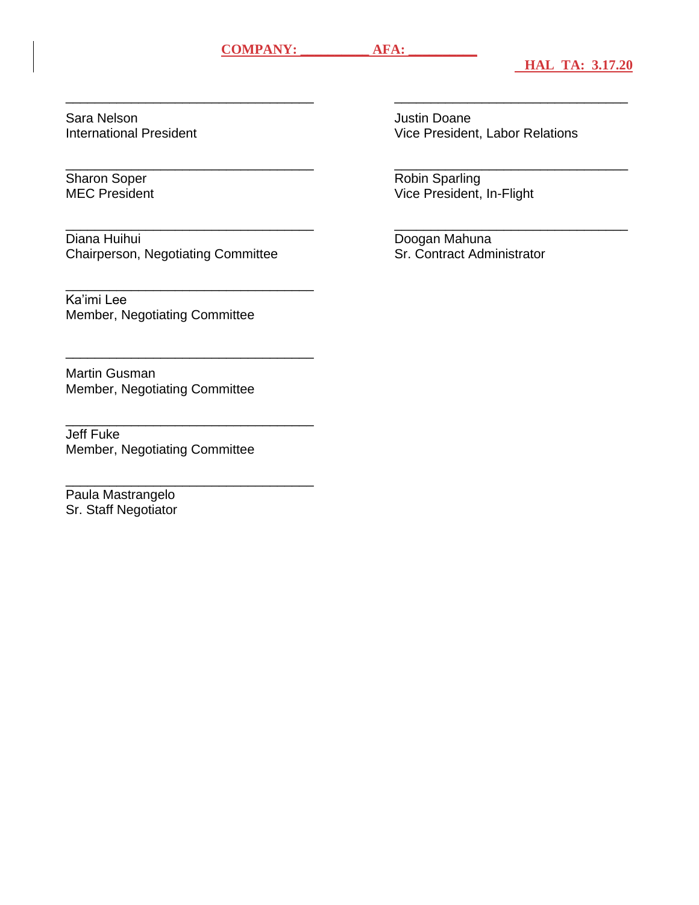**COMPANY: _________ AFA: _________**

**HAL TA: 3.17.20**

\_\_\_\_\_\_\_\_\_\_\_\_\_\_\_\_\_\_\_\_\_\_\_\_\_\_\_\_\_\_\_\_\_\_\_\_
Sara Nelson
International President

\_\_\_\_\_\_\_\_\_\_\_\_\_\_\_\_\_\_\_\_\_\_\_\_\_\_\_\_\_\_\_\_\_\_\_\_
Sharon Soper
MEC President

\_\_\_\_\_\_\_\_\_\_\_\_\_\_\_\_\_\_\_\_\_\_\_\_\_\_\_\_\_\_\_\_\_\_\_\_
Diana Huihui
Chairperson, Negotiating Committee

\_\_\_\_\_\_\_\_\_\_\_\_\_\_\_\_\_\_\_\_\_\_\_\_\_\_\_\_\_\_\_\_\_\_\_\_
Ka'imi Lee
Member, Negotiating Committee

\_\_\_\_\_\_\_\_\_\_\_\_\_\_\_\_\_\_\_\_\_\_\_\_\_\_\_\_\_\_\_\_\_\_\_\_
Martin Gusman
Member, Negotiating Committee

\_\_\_\_\_\_\_\_\_\_\_\_\_\_\_\_\_\_\_\_\_\_\_\_\_\_\_\_\_\_\_\_\_\_\_\_
Jeff Fuke
Member, Negotiating Committee

\_\_\_\_\_\_\_\_\_\_\_\_\_\_\_\_\_\_\_\_\_\_\_\_\_\_\_\_\_\_\_\_\_\_\_\_
Paula Mastrangelo
Sr. Staff Negotiator

\_\_\_\_\_\_\_\_\_\_\_\_\_\_\_\_\_\_\_\_\_\_\_\_\_\_\_\_\_\_\_\_\_\_\_\_
Justin Doane
Vice President, Labor Relations

\_\_\_\_\_\_\_\_\_\_\_\_\_\_\_\_\_\_\_\_\_\_\_\_\_\_\_\_\_\_\_\_\_\_\_\_
Robin Sparling
Vice President, In-Flight

\_\_\_\_\_\_\_\_\_\_\_\_\_\_\_\_\_\_\_\_\_\_\_\_\_\_\_\_\_\_\_\_\_\_\_\_
Doogan Mahuna
Sr. Contract Administrator